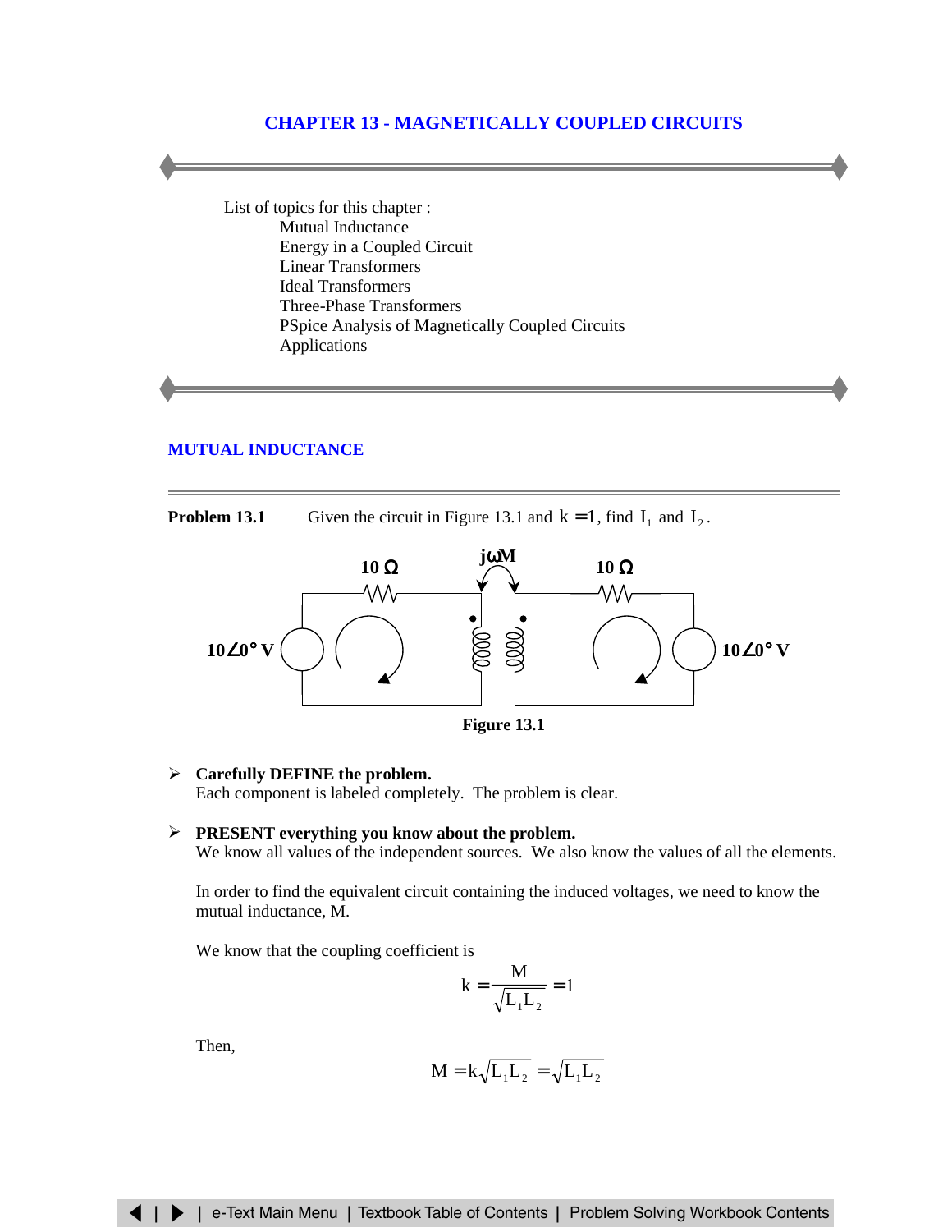# CHAPTER 13 - MAGNETICALLY COUPLED CIRCUITS

List of topics for this chapter :

- Mutual Inductance
- Energy in a Coupled Circuit
- Linear Transformers
- Ideal Transformers
- Three-Phase Transformers
- PSpice Analysis of Magnetically Coupled Circuits
- Applications

## MUTUAL INDUCTANCE

**Problem 13.1** Given the circuit in Figure 13.1 and $k = 1$, find $I_1$ and $I_2$.

**Figure 13.1**

- **Carefully DEFINE the problem.**
  Each component is labeled completely. The problem is clear.

- **PRESENT everything you know about the problem.**
  We know all values of the independent sources. We also know the values of all the elements.

  In order to find the equivalent circuit containing the induced voltages, we need to know the mutual inductance, M.

  We know that the coupling coefficient is

$$k = \frac{M}{\sqrt{L_1 L_2}} = 1$$

  Then,

$$M = k\sqrt{L_1 L_2} = \sqrt{L_1 L_2}$$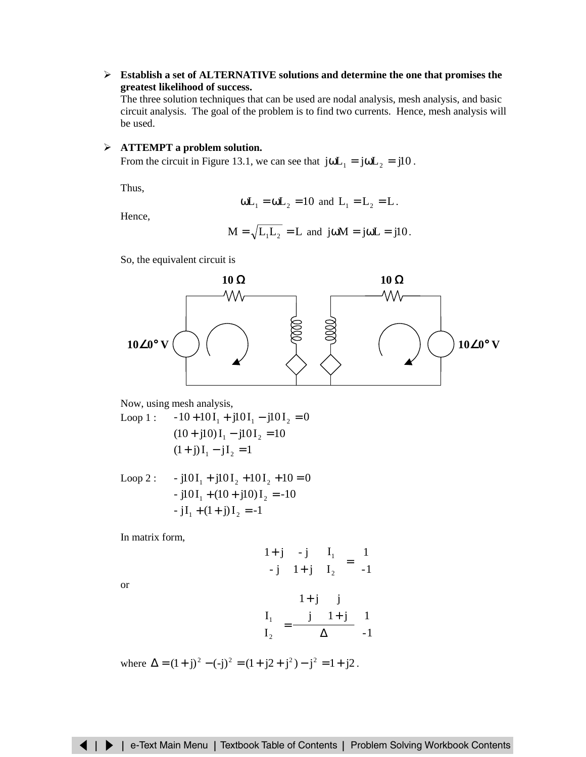- **Establish a set of ALTERNATIVE solutions and determine the one that promises the greatest likelihood of success.**
  The three solution techniques that can be used are nodal analysis, mesh analysis, and basic circuit analysis. The goal of the problem is to find two currents. Hence, mesh analysis will be used.

- **ATTEMPT a problem solution.**
  From the circuit in Figure 13.1, we can see that $j\omega L_1 = j\omega L_2 = j10$.

  Thus,

$$\omega L_1 = \omega L_2 = 10 \text{ and } L_1 = L_2 = L.$$

  Hence,

$$M = \sqrt{L_1 L_2} = L \text{ and } j\omega M = j\omega L = j10.$$

  So, the equivalent circuit is

  10 Ω   10 Ω

  $10\angle 0°$ V   $10\angle 0°$ V

  Now, using mesh analysis,

  Loop 1 :
$$-10 + 10\,I_1 + j10\,I_1 - j10\,I_2 = 0$$
$$(10 + j10)\,I_1 - j10\,I_2 = 10$$
$$(1 + j)\,I_1 - j\,I_2 = 1$$

  Loop 2 :
$$-j10\,I_1 + j10\,I_2 + 10\,I_2 + 10 = 0$$
$$-j10\,I_1 + (10 + j10)\,I_2 = -10$$
$$-j\,I_1 + (1 + j)\,I_2 = -1$$

  In matrix form,

$$\begin{bmatrix} 1+j & -j \\ -j & 1+j \end{bmatrix} \begin{bmatrix} I_1 \\ I_2 \end{bmatrix} = \begin{bmatrix} 1 \\ -1 \end{bmatrix}$$

  or

$$\begin{bmatrix} I_1 \\ I_2 \end{bmatrix} = \frac{\begin{bmatrix} 1+j & j \\ j & 1+j \end{bmatrix}}{\Delta} \begin{bmatrix} 1 \\ -1 \end{bmatrix}$$

  where $\Delta = (1+j)^2 - (-j)^2 = (1 + j2 + j^2) - j^2 = 1 + j2$.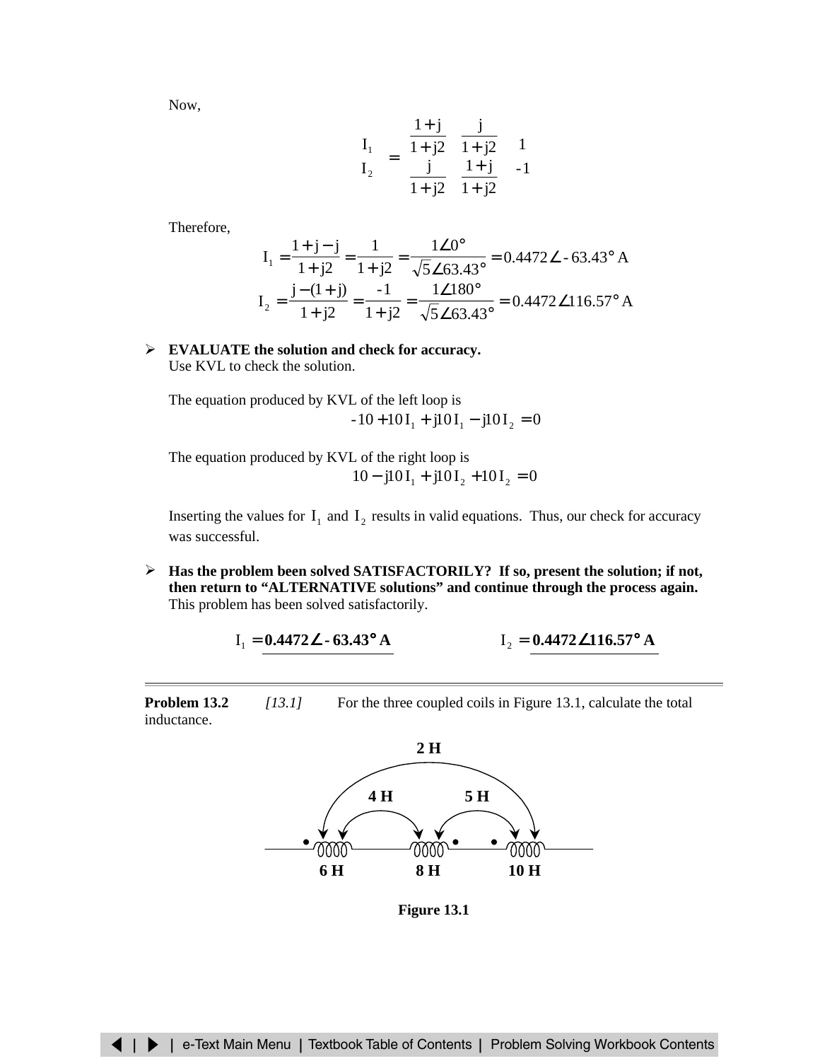Now,

$$\begin{bmatrix} I_1 \\ I_2 \end{bmatrix} = \begin{bmatrix} \frac{1+j}{1+j2} & \frac{j}{1+j2} \\ \frac{j}{1+j2} & \frac{1+j}{1+j2} \end{bmatrix} \begin{bmatrix} 1 \\ -1 \end{bmatrix}$$

Therefore,

$$I_1 = \frac{1+j-j}{1+j2} = \frac{1}{1+j2} = \frac{1\angle 0°}{\sqrt{5}\angle 63.43°} = 0.4472\angle -63.43° \text{ A}$$

$$I_2 = \frac{j-(1+j)}{1+j2} = \frac{-1}{1+j2} = \frac{1\angle 180°}{\sqrt{5}\angle 63.43°} = 0.4472\angle 116.57° \text{ A}$$

- **EVALUATE the solution and check for accuracy.**
  Use KVL to check the solution.

  The equation produced by KVL of the left loop is

  $$-10 + 10\,I_1 + j10\,I_1 - j10\,I_2 = 0$$

  The equation produced by KVL of the right loop is

  $$10 - j10\,I_1 + j10\,I_2 + 10\,I_2 = 0$$

  Inserting the values for $I_1$ and $I_2$ results in valid equations. Thus, our check for accuracy was successful.

- **Has the problem been solved SATISFACTORILY? If so, present the solution; if not, then return to "ALTERNATIVE solutions" and continue through the process again.**
  This problem has been solved satisfactorily.

$I_1 = \mathbf{0.4472\angle -63.43° \ A}$ $\qquad\qquad$ $I_2 = \mathbf{0.4472\angle 116.57° \ A}$

---

**Problem 13.2** *[13.1]* For the three coupled coils in Figure 13.1, calculate the total inductance.

**Figure 13.1**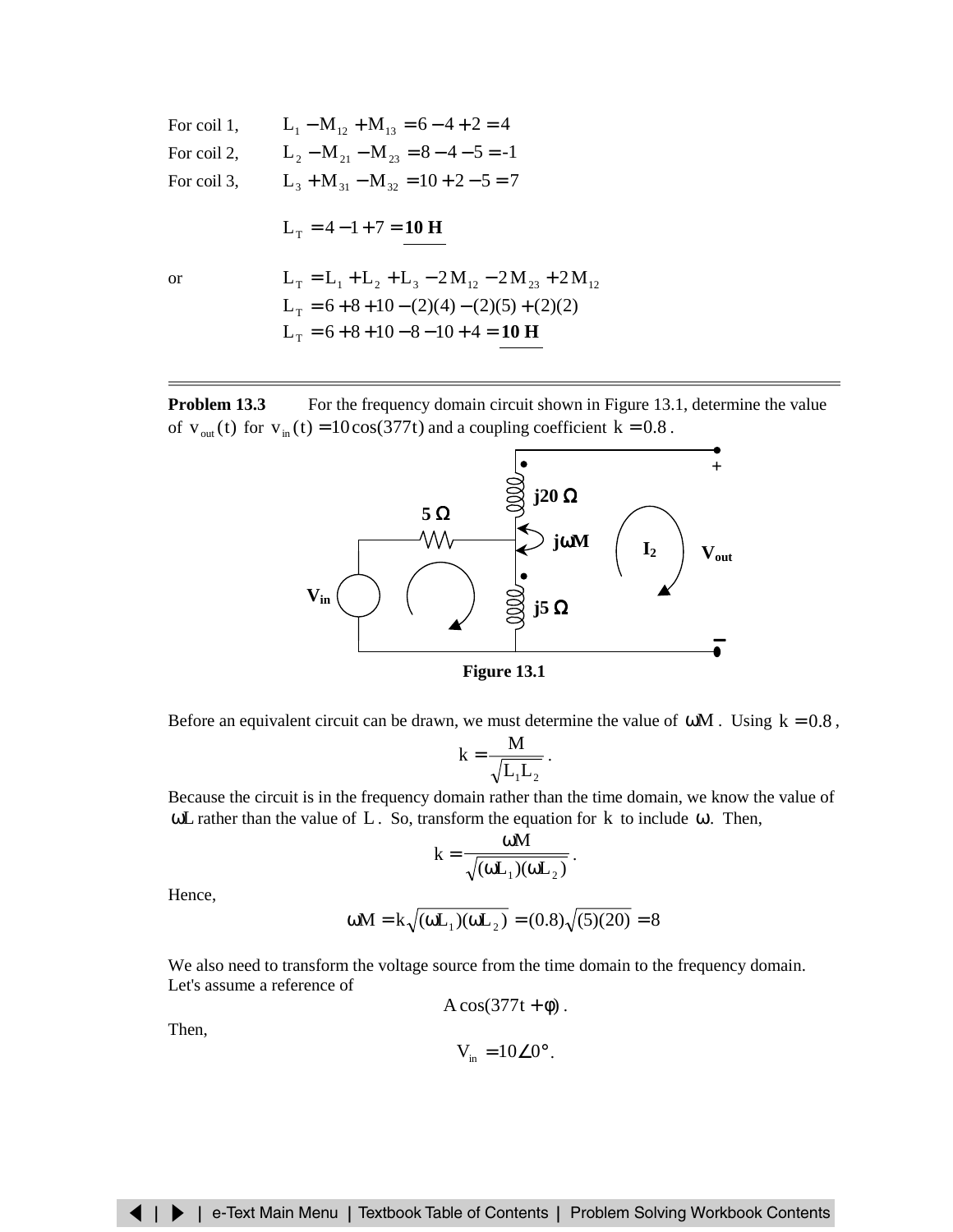For coil 1, $\quad L_1 - M_{12} + M_{13} = 6 - 4 + 2 = 4$

For coil 2, $\quad L_2 - M_{21} - M_{23} = 8 - 4 - 5 = -1$

For coil 3, $\quad L_3 + M_{31} - M_{32} = 10 + 2 - 5 = 7$

$$L_T = 4 - 1 + 7 = \mathbf{10\ H}$$

or

$$L_T = L_1 + L_2 + L_3 - 2M_{12} - 2M_{23} + 2M_{12}$$
$$L_T = 6 + 8 + 10 - (2)(4) - (2)(5) + (2)(2)$$
$$L_T = 6 + 8 + 10 - 8 - 10 + 4 = \mathbf{10\ H}$$

---

**Problem 13.3** For the frequency domain circuit shown in Figure 13.1, determine the value of $v_{out}(t)$ for $v_{in}(t) = 10\cos(377t)$ and a coupling coefficient $k = 0.8$.

**Figure 13.1**

Before an equivalent circuit can be drawn, we must determine the value of $\omega M$. Using $k = 0.8$,

$$k = \frac{M}{\sqrt{L_1 L_2}}.$$

Because the circuit is in the frequency domain rather than the time domain, we know the value of $\omega L$ rather than the value of $L$. So, transform the equation for $k$ to include $\omega$. Then,

$$k = \frac{\omega M}{\sqrt{(\omega L_1)(\omega L_2)}}.$$

Hence,

$$\omega M = k\sqrt{(\omega L_1)(\omega L_2)} = (0.8)\sqrt{(5)(20)} = 8$$

We also need to transform the voltage source from the time domain to the frequency domain. Let's assume a reference of

$$A\cos(377t + \phi).$$

Then,

$$V_{in} = 10\angle 0°.$$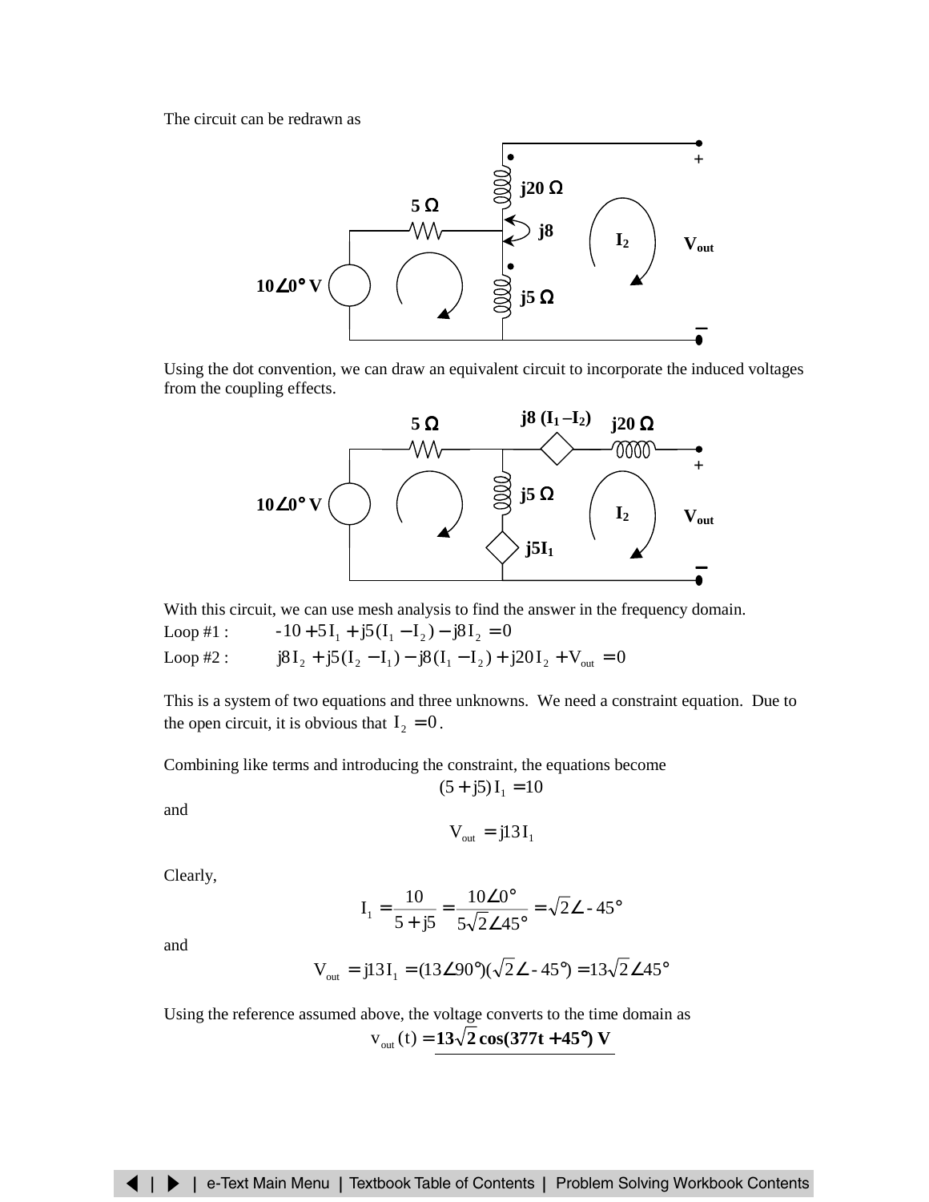The circuit can be redrawn as

Using the dot convention, we can draw an equivalent circuit to incorporate the induced voltages from the coupling effects.

With this circuit, we can use mesh analysis to find the answer in the frequency domain.

Loop #1 : $-10 + 5I_1 + j5(I_1 - I_2) - j8I_2 = 0$

Loop #2 : $j8I_2 + j5(I_2 - I_1) - j8(I_1 - I_2) + j20I_2 + V_{out} = 0$

This is a system of two equations and three unknowns. We need a constraint equation. Due to the open circuit, it is obvious that $I_2 = 0$.

Combining like terms and introducing the constraint, the equations become

$$(5 + j5)I_1 = 10$$

and

$$V_{out} = j13I_1$$

Clearly,

$$I_1 = \frac{10}{5 + j5} = \frac{10\angle 0°}{5\sqrt{2}\angle 45°} = \sqrt{2}\angle -45°$$

and

$$V_{out} = j13I_1 = (13\angle 90°)(\sqrt{2}\angle -45°) = 13\sqrt{2}\angle 45°$$

Using the reference assumed above, the voltage converts to the time domain as

$$v_{out}(t) = \mathbf{13\sqrt{2}\cos(377t + 45°)\ V}$$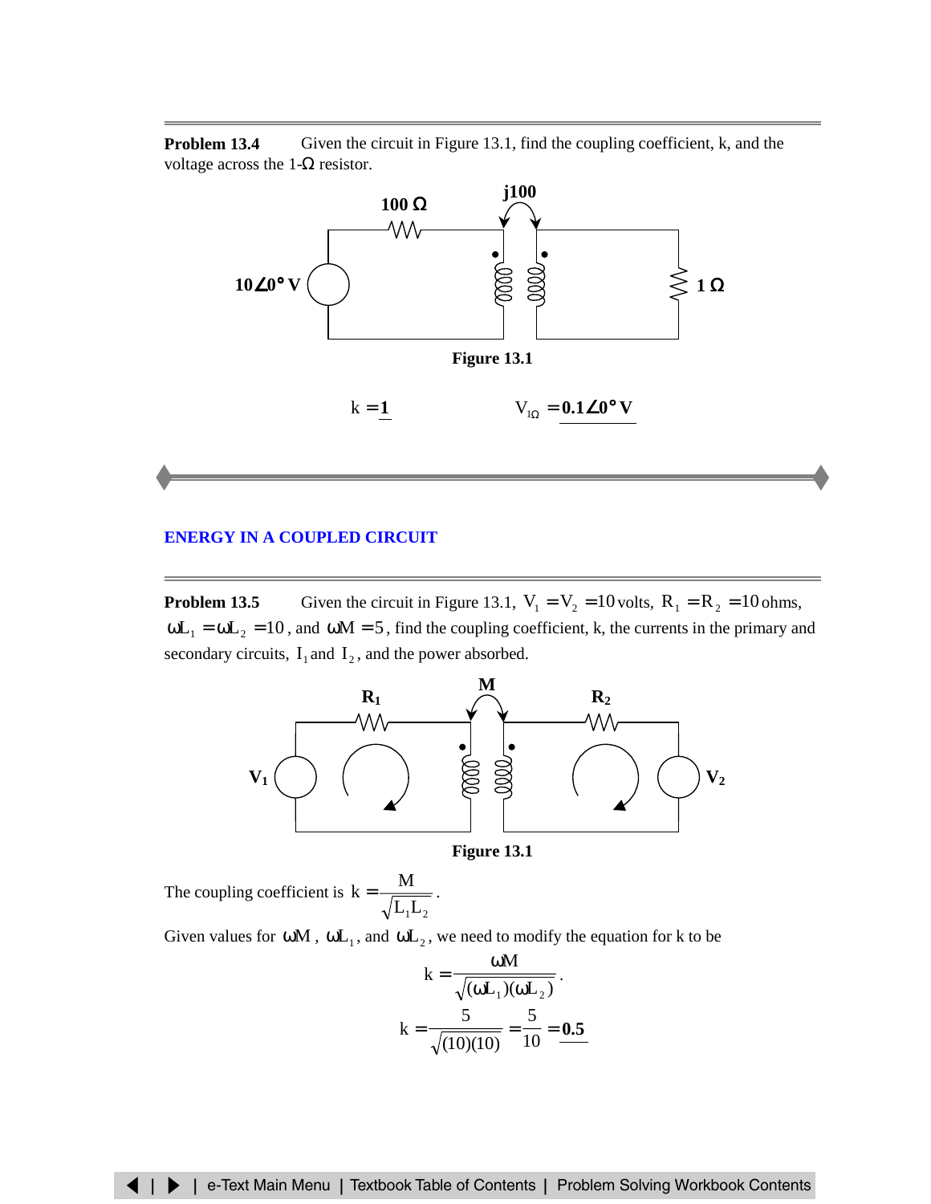**Problem 13.4** Given the circuit in Figure 13.1, find the coupling coefficient, k, and the voltage across the 1-Ω resistor.

Figure 13.1

$k = \mathbf{1}$ $\qquad\qquad$ $V_{1\Omega} = \mathbf{0.1\angle 0° \, V}$

## ENERGY IN A COUPLED CIRCUIT

**Problem 13.5** Given the circuit in Figure 13.1, $V_1 = V_2 = 10$ volts, $R_1 = R_2 = 10$ ohms, $\omega L_1 = \omega L_2 = 10$, and $\omega M = 5$, find the coupling coefficient, k, the currents in the primary and secondary circuits, $I_1$ and $I_2$, and the power absorbed.

Figure 13.1

The coupling coefficient is $k = \dfrac{M}{\sqrt{L_1 L_2}}$.

Given values for $\omega M$, $\omega L_1$, and $\omega L_2$, we need to modify the equation for k to be

$$k = \frac{\omega M}{\sqrt{(\omega L_1)(\omega L_2)}}.$$

$$k = \frac{5}{\sqrt{(10)(10)}} = \frac{5}{10} = \mathbf{0.5}$$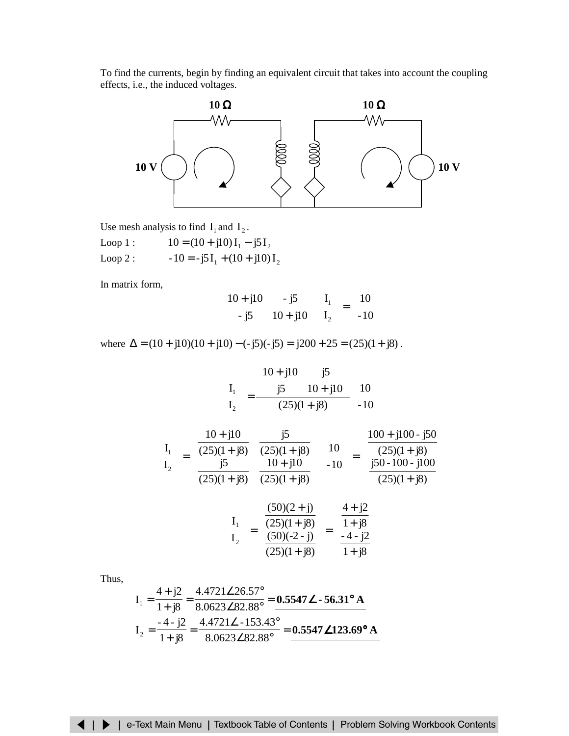To find the currents, begin by finding an equivalent circuit that takes into account the coupling effects, i.e., the induced voltages.

Use mesh analysis to find $I_1$ and $I_2$.

Loop 1 : $\quad 10 = (10 + j10)\,I_1 - j5\,I_2$

Loop 2 : $\quad -10 = -j5\,I_1 + (10 + j10)\,I_2$

In matrix form,

$$\begin{bmatrix} 10 + j10 & -j5 \\ -j5 & 10 + j10 \end{bmatrix} \begin{bmatrix} I_1 \\ I_2 \end{bmatrix} = \begin{bmatrix} 10 \\ -10 \end{bmatrix}$$

where $\Delta = (10 + j10)(10 + j10) - (-j5)(-j5) = j200 + 25 = (25)(1 + j8)$.

$$\begin{bmatrix} I_1 \\ I_2 \end{bmatrix} = \frac{\begin{bmatrix} 10 + j10 & j5 \\ j5 & 10 + j10 \end{bmatrix}}{(25)(1 + j8)} \begin{bmatrix} 10 \\ -10 \end{bmatrix}$$

$$\begin{bmatrix} I_1 \\ I_2 \end{bmatrix} = \begin{bmatrix} \dfrac{10 + j10}{(25)(1 + j8)} & \dfrac{j5}{(25)(1 + j8)} \\ \dfrac{j5}{(25)(1 + j8)} & \dfrac{10 + j10}{(25)(1 + j8)} \end{bmatrix} \begin{bmatrix} 10 \\ -10 \end{bmatrix} = \begin{bmatrix} \dfrac{100 + j100 - j50}{(25)(1 + j8)} \\ \dfrac{j50 - 100 - j100}{(25)(1 + j8)} \end{bmatrix}$$

$$\begin{bmatrix} I_1 \\ I_2 \end{bmatrix} = \begin{bmatrix} \dfrac{(50)(2 + j)}{(25)(1 + j8)} \\ \dfrac{(50)(-2 - j)}{(25)(1 + j8)} \end{bmatrix} = \begin{bmatrix} \dfrac{4 + j2}{1 + j8} \\ \dfrac{-4 - j2}{1 + j8} \end{bmatrix}$$

Thus,

$$I_1 = \frac{4 + j2}{1 + j8} = \frac{4.4721\angle 26.57°}{8.0623\angle 82.88°} = \mathbf{0.5547\angle -56.31°\ A}$$

$$I_2 = \frac{-4 - j2}{1 + j8} = \frac{4.4721\angle -153.43°}{8.0623\angle 82.88°} = \mathbf{0.5547\angle 123.69°\ A}$$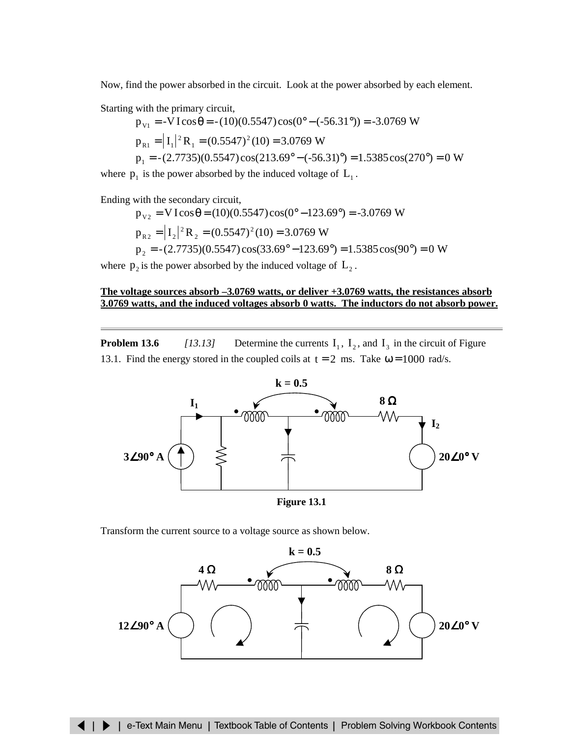Now, find the power absorbed in the circuit. Look at the power absorbed by each element.

Starting with the primary circuit,

$$p_{V1} = -V\,I\cos\theta = -(10)(0.5547)\cos(0° - (-56.31°)) = -3.0769 \text{ W}$$

$$p_{R1} = \left|I_1\right|^2 R_1 = (0.5547)^2(10) = 3.0769 \text{ W}$$

$$p_1 = -(2.7735)(0.5547)\cos(213.69° - (-56.31)°) = 1.5385\cos(270°) = 0 \text{ W}$$

where $p_1$ is the power absorbed by the induced voltage of $L_1$.

Ending with the secondary circuit,

$$p_{V2} = V\,I\cos\theta = (10)(0.5547)\cos(0° - 123.69°) = -3.0769 \text{ W}$$

$$p_{R2} = \left|I_2\right|^2 R_2 = (0.5547)^2(10) = 3.0769 \text{ W}$$

$$p_2 = -(2.7735)(0.5547)\cos(33.69° - 123.69°) = 1.5385\cos(90°) = 0 \text{ W}$$

where $p_2$ is the power absorbed by the induced voltage of $L_2$.

**The voltage sources absorb –3.0769 watts, or deliver +3.0769 watts, the resistances absorb 3.0769 watts, and the induced voltages absorb 0 watts. The inductors do not absorb power.**

---

**Problem 13.6** *[13.13]* Determine the currents $I_1$, $I_2$, and $I_3$ in the circuit of Figure 13.1. Find the energy stored in the coupled coils at $t = 2$ ms. Take $\omega = 1000$ rad/s.

Figure 13.1

Transform the current source to a voltage source as shown below.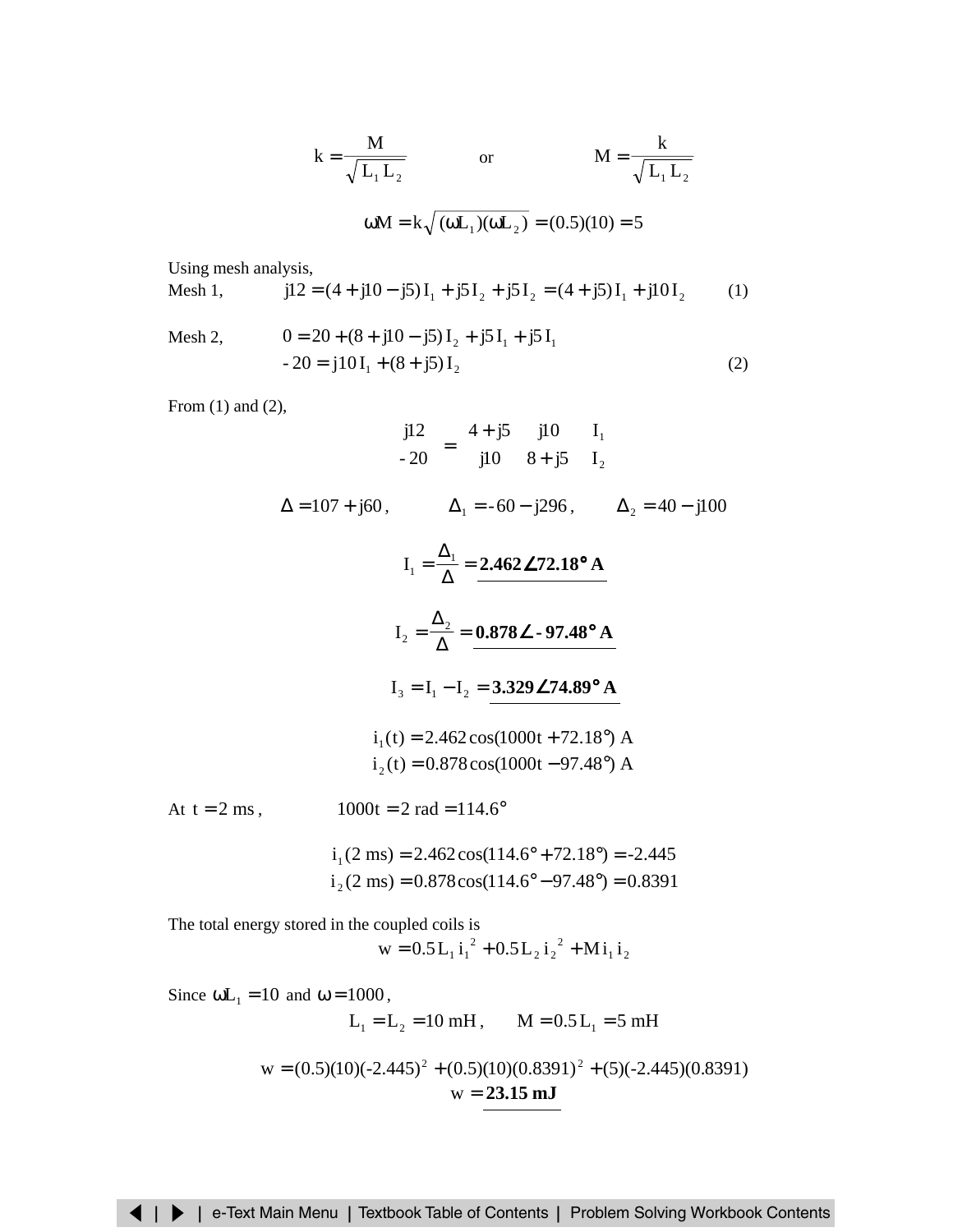$$k = \frac{M}{\sqrt{L_1 L_2}} \qquad \text{or} \qquad M = \frac{k}{\sqrt{L_1 L_2}}$$

$$\omega M = k\sqrt{(\omega L_1)(\omega L_2)} = (0.5)(10) = 5$$

Using mesh analysis,

Mesh 1, $\quad j12 = (4 + j10 - j5)\, I_1 + j5\, I_2 + j5\, I_2 = (4 + j5)\, I_1 + j10\, I_2 \qquad (1)$

Mesh 2, $\quad 0 = 20 + (8 + j10 - j5)\, I_2 + j5\, I_1 + j5\, I_1$

$\quad -20 = j10\, I_1 + (8 + j5)\, I_2 \qquad (2)$

From (1) and (2),

$$\begin{bmatrix} j12 \\ -20 \end{bmatrix} = \begin{bmatrix} 4 + j5 & j10 \\ j10 & 8 + j5 \end{bmatrix} \begin{bmatrix} I_1 \\ I_2 \end{bmatrix}$$

$$\Delta = 107 + j60, \qquad \Delta_1 = -60 - j296, \qquad \Delta_2 = 40 - j100$$

$$I_1 = \frac{\Delta_1}{\Delta} = \underline{\mathbf{2.462\angle 72.18^\circ \ A}}$$

$$I_2 = \frac{\Delta_2}{\Delta} = \underline{\mathbf{0.878\angle -97.48^\circ \ A}}$$

$$I_3 = I_1 - I_2 = \underline{\mathbf{3.329\angle 74.89^\circ \ A}}$$

$$i_1(t) = 2.462\cos(1000t + 72.18^\circ) \text{ A}$$
$$i_2(t) = 0.878\cos(1000t - 97.48^\circ) \text{ A}$$

At $t = 2$ ms, $\qquad 1000t = 2 \text{ rad} = 114.6^\circ$

$$i_1(2\text{ ms}) = 2.462\cos(114.6^\circ + 72.18^\circ) = -2.445$$
$$i_2(2\text{ ms}) = 0.878\cos(114.6^\circ - 97.48^\circ) = 0.8391$$

The total energy stored in the coupled coils is

$$w = 0.5\, L_1\, i_1^{\,2} + 0.5\, L_2\, i_2^{\,2} + M\, i_1\, i_2$$

Since $\omega L_1 = 10$ and $\omega = 1000$,

$$L_1 = L_2 = 10 \text{ mH}, \qquad M = 0.5\, L_1 = 5 \text{ mH}$$

$$w = (0.5)(10)(-2.445)^2 + (0.5)(10)(0.8391)^2 + (5)(-2.445)(0.8391)$$
$$w = \underline{\mathbf{23.15 \ mJ}}$$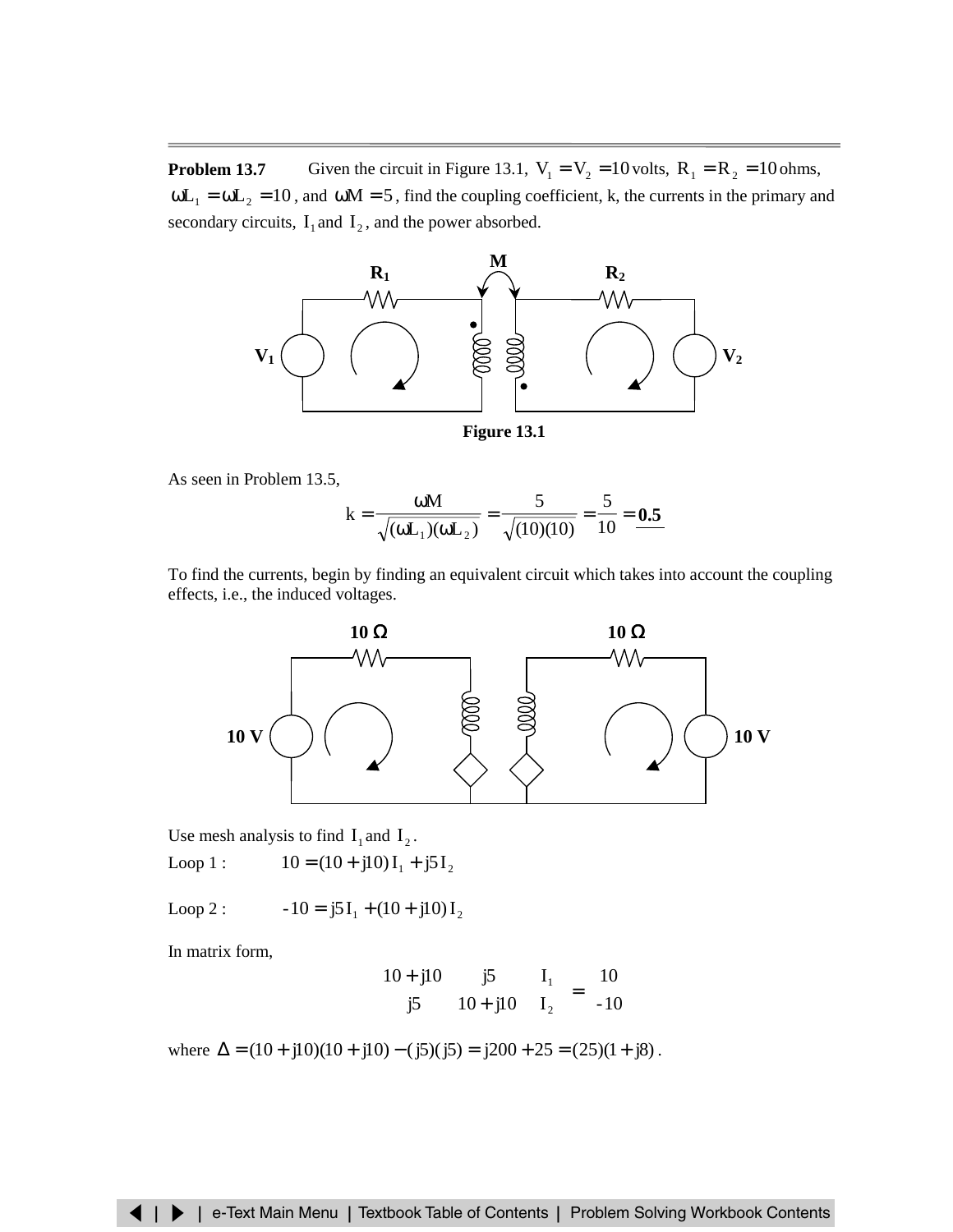**Problem 13.7** Given the circuit in Figure 13.1, $V_1 = V_2 = 10$ volts, $R_1 = R_2 = 10$ ohms, $\omega L_1 = \omega L_2 = 10$, and $\omega M = 5$, find the coupling coefficient, k, the currents in the primary and secondary circuits, $I_1$ and $I_2$, and the power absorbed.

Figure 13.1

As seen in Problem 13.5,

$$k = \frac{\omega M}{\sqrt{(\omega L_1)(\omega L_2)}} = \frac{5}{\sqrt{(10)(10)}} = \frac{5}{10} = \underline{\mathbf{0.5}}$$

To find the currents, begin by finding an equivalent circuit which takes into account the coupling effects, i.e., the induced voltages.

Use mesh analysis to find $I_1$ and $I_2$.

Loop 1 : $\quad 10 = (10 + j10)\, I_1 + j5\, I_2$

Loop 2 : $\quad -10 = j5\, I_1 + (10 + j10)\, I_2$

In matrix form,

$$\begin{bmatrix} 10 + j10 & j5 \\ j5 & 10 + j10 \end{bmatrix} \begin{bmatrix} I_1 \\ I_2 \end{bmatrix} = \begin{bmatrix} 10 \\ -10 \end{bmatrix}$$

where $\Delta = (10 + j10)(10 + j10) - (j5)(j5) = j200 + 25 = (25)(1 + j8)$.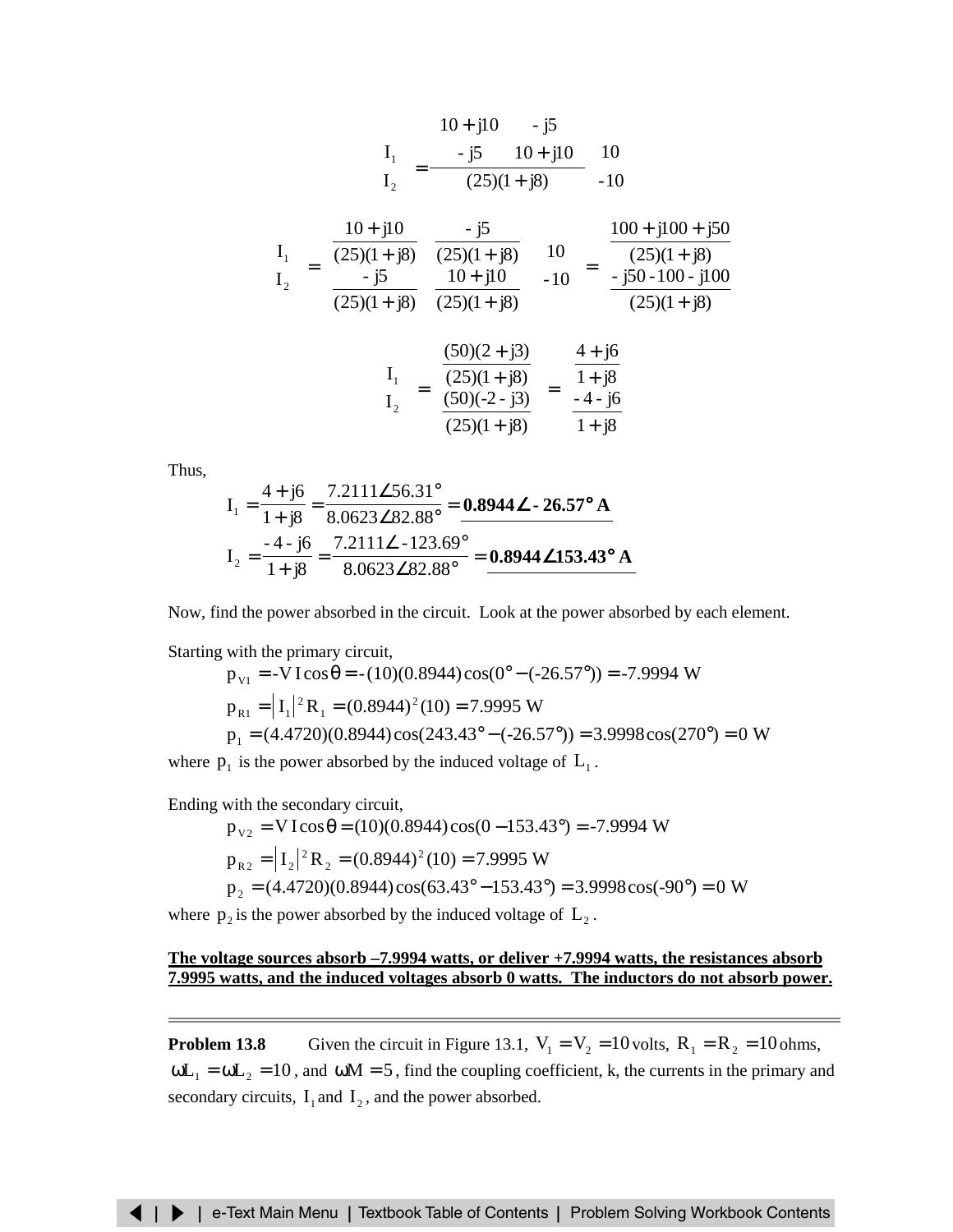$$\begin{bmatrix} I_1 \\ I_2 \end{bmatrix} = \frac{\begin{bmatrix} 10 + j10 & -j5 \\ -j5 & 10 + j10 \end{bmatrix}}{(25)(1 + j8)} \begin{bmatrix} 10 \\ -10 \end{bmatrix}$$

$$\begin{bmatrix} I_1 \\ I_2 \end{bmatrix} = \begin{bmatrix} \dfrac{10 + j10}{(25)(1 + j8)} & \dfrac{-j5}{(25)(1 + j8)} \\ \dfrac{-j5}{(25)(1 + j8)} & \dfrac{10 + j10}{(25)(1 + j8)} \end{bmatrix} \begin{bmatrix} 10 \\ -10 \end{bmatrix} = \begin{bmatrix} \dfrac{100 + j100 + j50}{(25)(1 + j8)} \\ \dfrac{-j50 - 100 - j100}{(25)(1 + j8)} \end{bmatrix}$$

$$\begin{bmatrix} I_1 \\ I_2 \end{bmatrix} = \begin{bmatrix} \dfrac{(50)(2 + j3)}{(25)(1 + j8)} \\ \dfrac{(50)(-2 - j3)}{(25)(1 + j8)} \end{bmatrix} = \begin{bmatrix} \dfrac{4 + j6}{1 + j8} \\ \dfrac{-4 - j6}{1 + j8} \end{bmatrix}$$

Thus,

$$I_1 = \frac{4 + j6}{1 + j8} = \frac{7.2111\angle 56.31°}{8.0623\angle 82.88°} = \mathbf{0.8944\angle -26.57°\ A}$$

$$I_2 = \frac{-4 - j6}{1 + j8} = \frac{7.2111\angle -123.69°}{8.0623\angle 82.88°} = \mathbf{0.8944\angle 153.43°\ A}$$

Now, find the power absorbed in the circuit. Look at the power absorbed by each element.

Starting with the primary circuit,

$$p_{V1} = -V\,I\cos\theta = -(10)(0.8944)\cos(0° - (-26.57°)) = -7.9994\ \text{W}$$

$$p_{R1} = \left|I_1\right|^2 R_1 = (0.8944)^2(10) = 7.9995\ \text{W}$$

$$p_1 = (4.4720)(0.8944)\cos(243.43° - (-26.57°)) = 3.9998\cos(270°) = 0\ \text{W}$$

where $p_1$ is the power absorbed by the induced voltage of $L_1$.

Ending with the secondary circuit,

$$p_{V2} = V\,I\cos\theta = (10)(0.8944)\cos(0 - 153.43°) = -7.9994\ \text{W}$$

$$p_{R2} = \left|I_2\right|^2 R_2 = (0.8944)^2(10) = 7.9995\ \text{W}$$

$$p_2 = (4.4720)(0.8944)\cos(63.43° - 153.43°) = 3.9998\cos(-90°) = 0\ \text{W}$$

where $p_2$ is the power absorbed by the induced voltage of $L_2$.

**The voltage sources absorb –7.9994 watts, or deliver +7.9994 watts, the resistances absorb 7.9995 watts, and the induced voltages absorb 0 watts. The inductors do not absorb power.**

---

**Problem 13.8** Given the circuit in Figure 13.1, $V_1 = V_2 = 10$ volts, $R_1 = R_2 = 10$ ohms, $\omega L_1 = \omega L_2 = 10$, and $\omega M = 5$, find the coupling coefficient, k, the currents in the primary and secondary circuits, $I_1$ and $I_2$, and the power absorbed.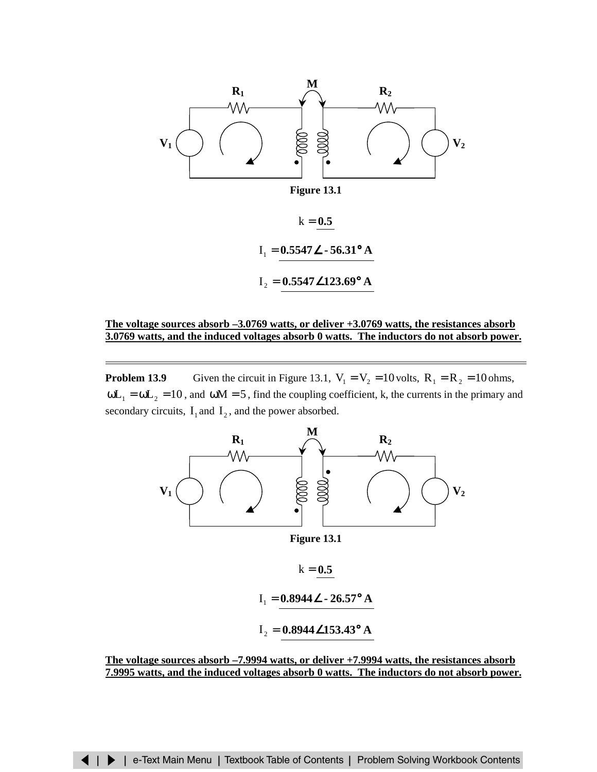Figure 13.1

$k = \mathbf{0.5}$

$I_1 = \mathbf{0.5547\angle -56.31° \ A}$

$I_2 = \mathbf{0.5547\angle 123.69° \ A}$

**The voltage sources absorb –3.0769 watts, or deliver +3.0769 watts, the resistances absorb 3.0769 watts, and the induced voltages absorb 0 watts. The inductors do not absorb power.**

---

**Problem 13.9** Given the circuit in Figure 13.1, $V_1 = V_2 = 10$ volts, $R_1 = R_2 = 10$ ohms, $\omega L_1 = \omega L_2 = 10$, and $\omega M = 5$, find the coupling coefficient, k, the currents in the primary and secondary circuits, $I_1$ and $I_2$, and the power absorbed.

Figure 13.1

$k = \mathbf{0.5}$

$I_1 = \mathbf{0.8944\angle -26.57° \ A}$

$I_2 = \mathbf{0.8944\angle 153.43° \ A}$

**The voltage sources absorb –7.9994 watts, or deliver +7.9994 watts, the resistances absorb 7.9995 watts, and the induced voltages absorb 0 watts. The inductors do not absorb power.**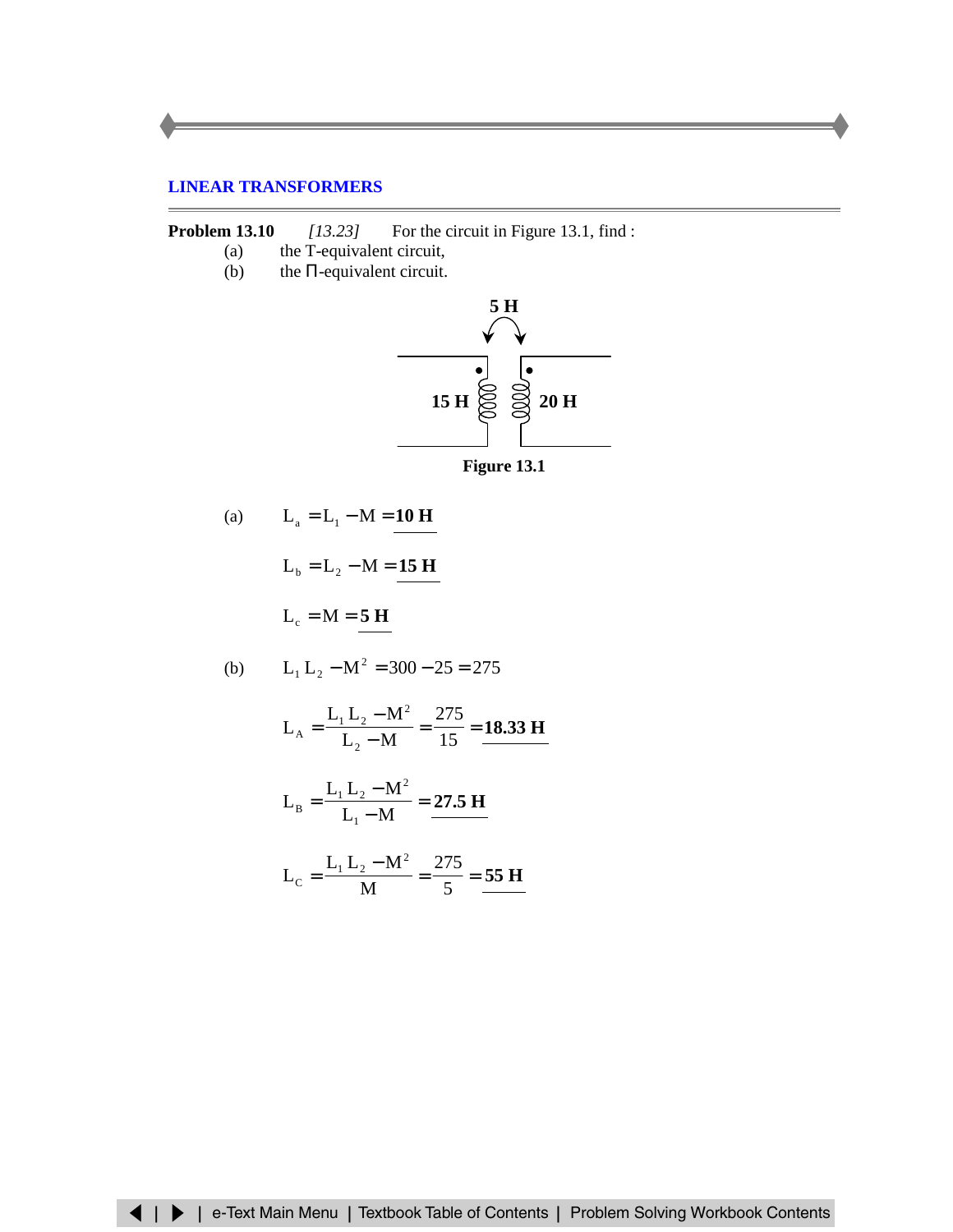## LINEAR TRANSFORMERS

**Problem 13.10** *[13.23]* For the circuit in Figure 13.1, find :

(a) the T-equivalent circuit,

(b) the Π-equivalent circuit.

5 H

15 H 20 H

**Figure 13.1**

(a) $L_a = L_1 - M = \underline{\mathbf{10\ H}}$

$L_b = L_2 - M = \underline{\mathbf{15\ H}}$

$L_c = M = \underline{\mathbf{5\ H}}$

(b) $L_1 L_2 - M^2 = 300 - 25 = 275$

$$L_A = \frac{L_1 L_2 - M^2}{L_2 - M} = \frac{275}{15} = \underline{\mathbf{18.33\ H}}$$

$$L_B = \frac{L_1 L_2 - M^2}{L_1 - M} = \underline{\mathbf{27.5\ H}}$$

$$L_C = \frac{L_1 L_2 - M^2}{M} = \frac{275}{5} = \underline{\mathbf{55\ H}}$$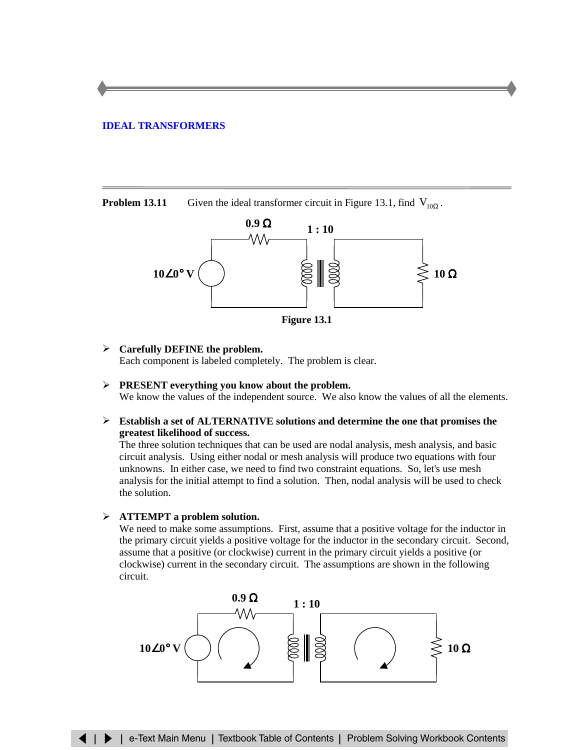## IDEAL TRANSFORMERS

**Problem 13.11** Given the ideal transformer circuit in Figure 13.1, find $V_{10\Omega}$.

Figure 13.1

- **Carefully DEFINE the problem.**
  Each component is labeled completely. The problem is clear.

- **PRESENT everything you know about the problem.**
  We know the values of the independent source. We also know the values of all the elements.

- **Establish a set of ALTERNATIVE solutions and determine the one that promises the greatest likelihood of success.**
  The three solution techniques that can be used are nodal analysis, mesh analysis, and basic circuit analysis. Using either nodal or mesh analysis will produce two equations with four unknowns. In either case, we need to find two constraint equations. So, let's use mesh analysis for the initial attempt to find a solution. Then, nodal analysis will be used to check the solution.

- **ATTEMPT a problem solution.**
  We need to make some assumptions. First, assume that a positive voltage for the inductor in the primary circuit yields a positive voltage for the inductor in the secondary circuit. Second, assume that a positive (or clockwise) current in the primary circuit yields a positive (or clockwise) current in the secondary circuit. The assumptions are shown in the following circuit.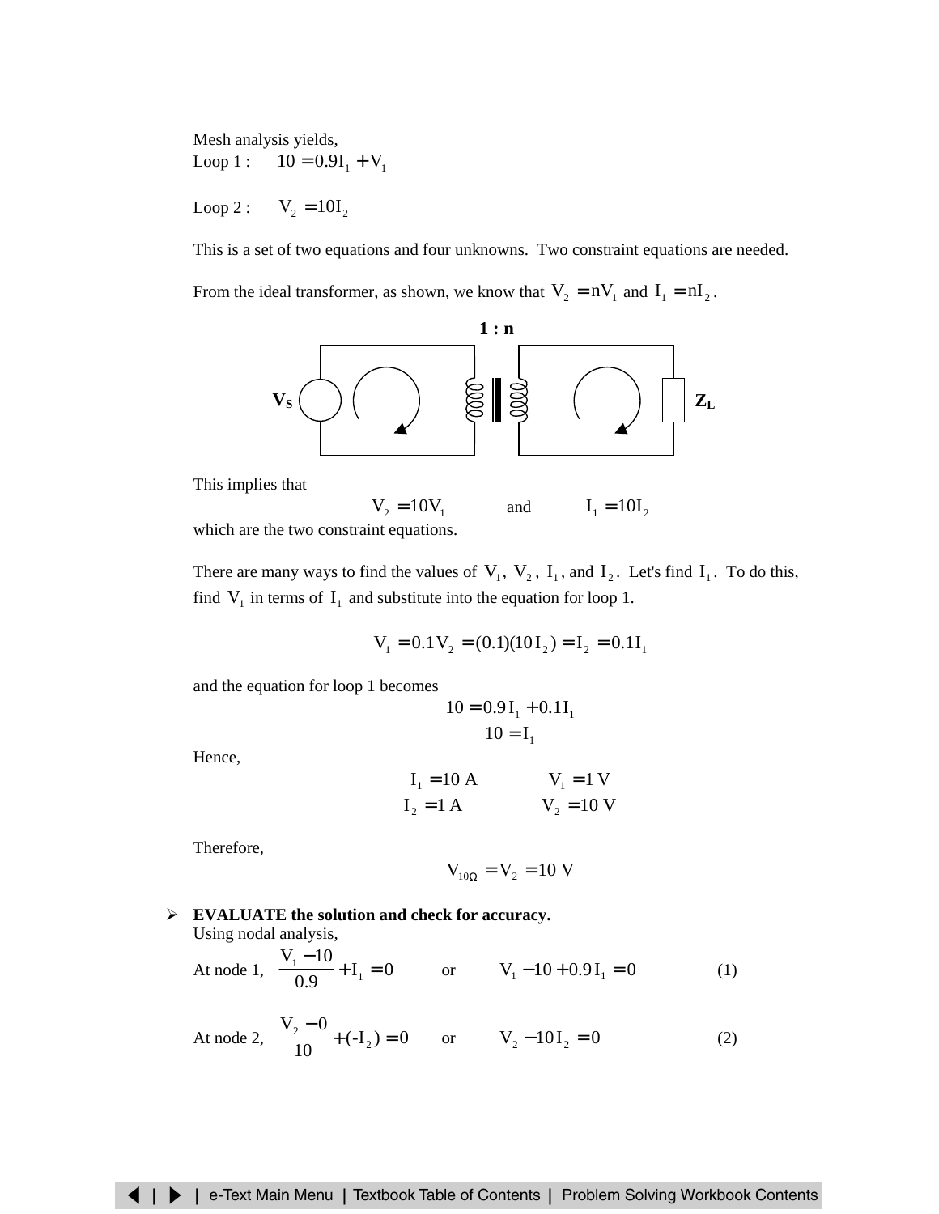Mesh analysis yields,

Loop 1 : $10 = 0.9I_1 + V_1$

Loop 2 : $V_2 = 10I_2$

This is a set of two equations and four unknowns. Two constraint equations are needed.

From the ideal transformer, as shown, we know that $V_2 = nV_1$ and $I_1 = nI_2$.

This implies that

$$V_2 = 10V_1 \qquad \text{and} \qquad I_1 = 10I_2$$

which are the two constraint equations.

There are many ways to find the values of $V_1$, $V_2$, $I_1$, and $I_2$. Let's find $I_1$. To do this, find $V_1$ in terms of $I_1$ and substitute into the equation for loop 1.

$$V_1 = 0.1V_2 = (0.1)(10I_2) = I_2 = 0.1I_1$$

and the equation for loop 1 becomes

$$10 = 0.9I_1 + 0.1I_1$$

$$10 = I_1$$

Hence,

$$I_1 = 10 \text{ A} \qquad V_1 = 1 \text{ V}$$

$$I_2 = 1 \text{ A} \qquad V_2 = 10 \text{ V}$$

Therefore,

$$V_{10\Omega} = V_2 = 10 \text{ V}$$

- **EVALUATE the solution and check for accuracy.**

  Using nodal analysis,

  At node 1, $\dfrac{V_1 - 10}{0.9} + I_1 = 0$ or $V_1 - 10 + 0.9I_1 = 0$ (1)

  At node 2, $\dfrac{V_2 - 0}{10} + (-I_2) = 0$ or $V_2 - 10I_2 = 0$ (2)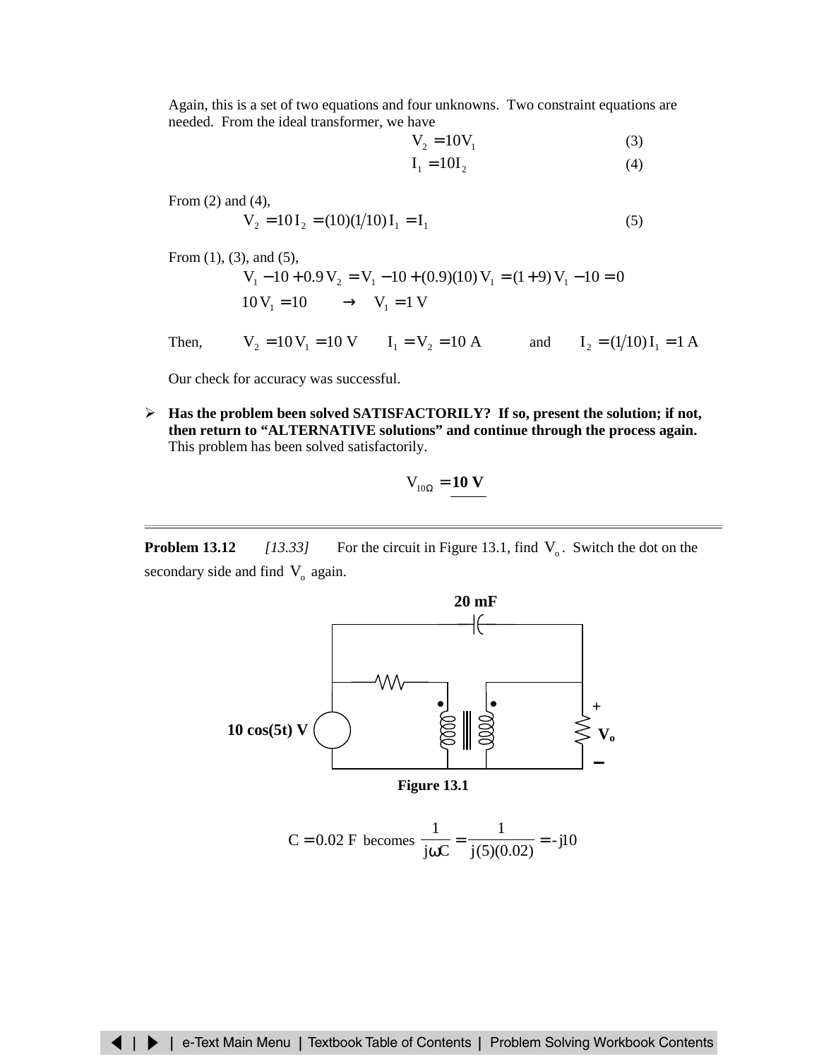Again, this is a set of two equations and four unknowns. Two constraint equations are needed. From the ideal transformer, we have

$$V_2 = 10V_1 \qquad (3)$$

$$I_1 = 10I_2 \qquad (4)$$

From (2) and (4),

$$V_2 = 10\,I_2 = (10)(1/10)\,I_1 = I_1 \qquad (5)$$

From (1), (3), and (5),

$$V_1 - 10 + 0.9\,V_2 = V_1 - 10 + (0.9)(10)\,V_1 = (1+9)\,V_1 - 10 = 0$$

$$10\,V_1 = 10 \qquad \rightarrow \qquad V_1 = 1\text{ V}$$

Then, $\quad V_2 = 10\,V_1 = 10\text{ V} \qquad I_1 = V_2 = 10\text{ A} \qquad$ and $\qquad I_2 = (1/10)\,I_1 = 1\text{ A}$

Our check for accuracy was successful.

- **Has the problem been solved SATISFACTORILY? If so, present the solution; if not, then return to "ALTERNATIVE solutions" and continue through the process again.**
  This problem has been solved satisfactorily.

$$V_{10\Omega} = \underline{\mathbf{10\text{ V}}}$$

---

**Problem 13.12** *[13.33]* For the circuit in Figure 13.1, find $V_o$. Switch the dot on the secondary side and find $V_o$ again.

Figure 13.1

$$C = 0.02\text{ F becomes } \frac{1}{j\omega C} = \frac{1}{j(5)(0.02)} = \text{-}j10$$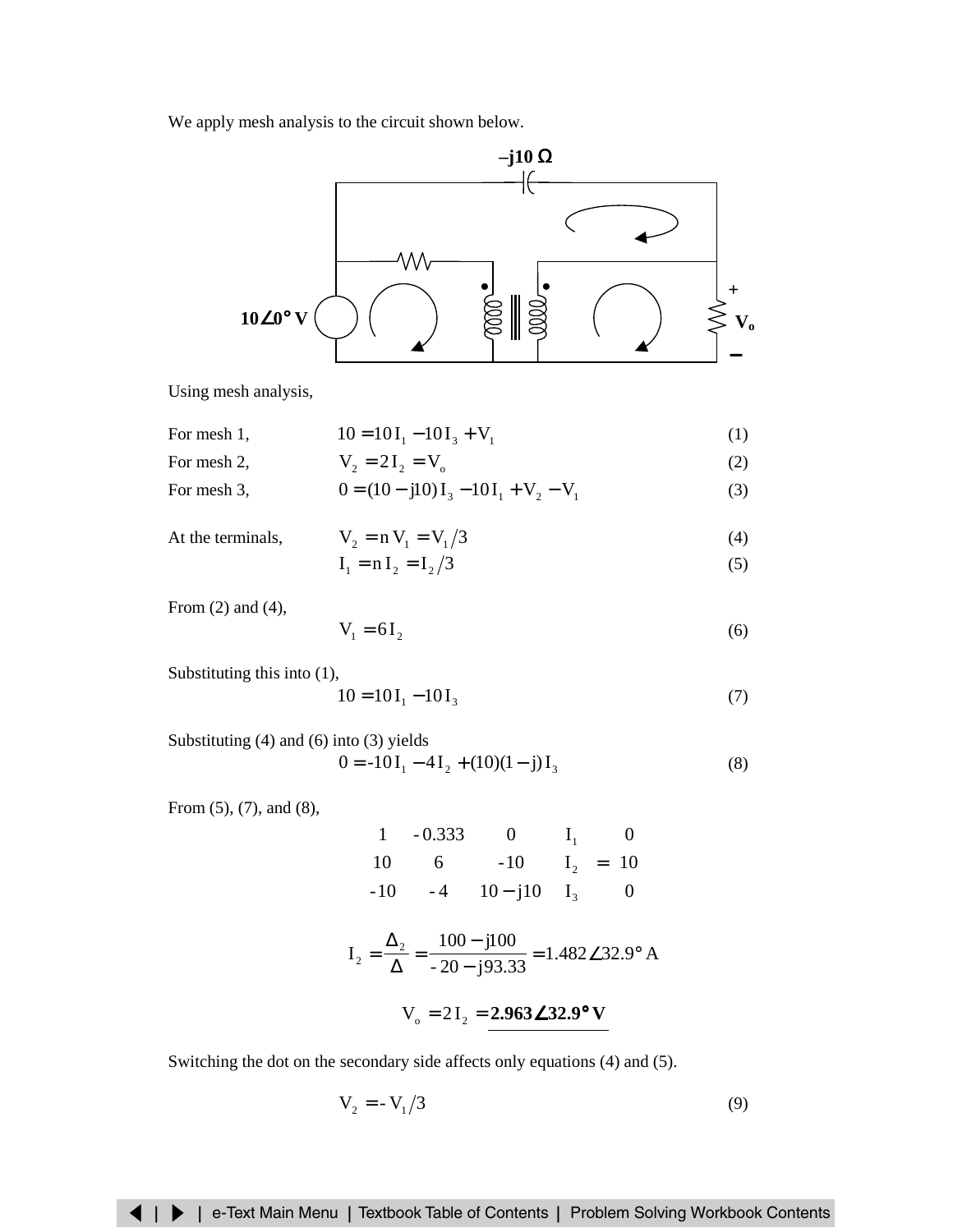We apply mesh analysis to the circuit shown below.

–j10 Ω

10∠0° V

+

$\mathbf{V_o}$

–

Using mesh analysis,

For mesh 1, $\quad 10 = 10\,I_1 - 10\,I_3 + V_1 \quad (1)$

For mesh 2, $\quad V_2 = 2\,I_2 = V_o \quad (2)$

For mesh 3, $\quad 0 = (10 - j10)\,I_3 - 10\,I_1 + V_2 - V_1 \quad (3)$

At the terminals, $\quad V_2 = n\,V_1 = V_1/3 \quad (4)$

$$I_1 = n\,I_2 = I_2/3 \quad (5)$$

From (2) and (4),

$$V_1 = 6\,I_2 \quad (6)$$

Substituting this into (1),

$$10 = 10\,I_1 - 10\,I_3 \quad (7)$$

Substituting (4) and (6) into (3) yields

$$0 = -10\,I_1 - 4\,I_2 + (10)(1 - j)\,I_3 \quad (8)$$

From (5), (7), and (8),

$$\begin{bmatrix} 1 & -0.333 & 0 \\ 10 & 6 & -10 \\ -10 & -4 & 10 - j10 \end{bmatrix} \begin{bmatrix} I_1 \\ I_2 \\ I_3 \end{bmatrix} = \begin{bmatrix} 0 \\ 10 \\ 0 \end{bmatrix}$$

$$I_2 = \frac{\Delta_2}{\Delta} = \frac{100 - j100}{-20 - j93.33} = 1.482\angle 32.9^\circ \text{ A}$$

$$V_o = 2\,I_2 = \underline{\mathbf{2.963\angle 32.9^\circ\ V}}$$

Switching the dot on the secondary side affects only equations (4) and (5).

$$V_2 = -V_1/3 \quad (9)$$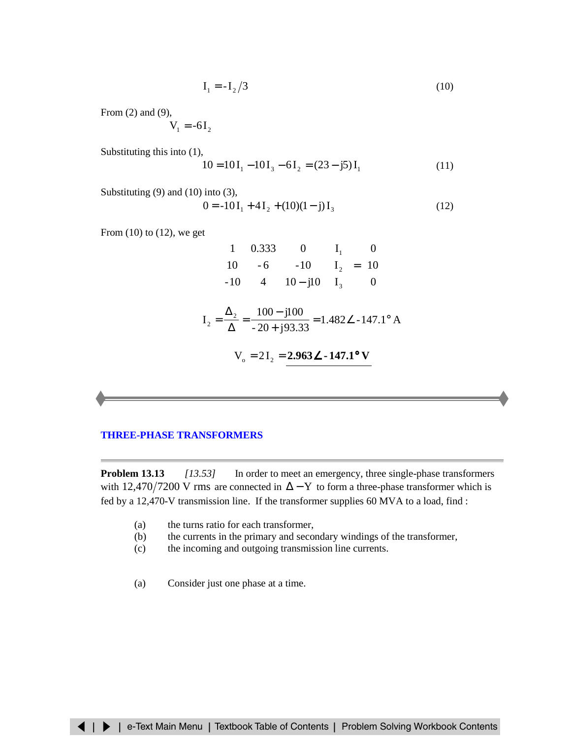$$I_1 = -I_2/3 \tag{10}$$

From (2) and (9),

$$V_1 = -6I_2$$

Substituting this into (1),

$$10 = 10I_1 - 10I_3 - 6I_2 = (23 - j5)I_1 \tag{11}$$

Substituting (9) and (10) into (3),

$$0 = -10I_1 + 4I_2 + (10)(1 - j)I_3 \tag{12}$$

From (10) to (12), we get

$$\begin{bmatrix} 1 & 0.333 & 0 \\ 10 & -6 & -10 \\ -10 & 4 & 10 - j10 \end{bmatrix} \begin{bmatrix} I_1 \\ I_2 \\ I_3 \end{bmatrix} = \begin{bmatrix} 0 \\ 10 \\ 0 \end{bmatrix}$$

$$I_2 = \frac{\Delta_2}{\Delta} = \frac{100 - j100}{-20 + j93.33} = 1.482\angle{-147.1°}\text{ A}$$

$$V_o = 2I_2 = \underline{\mathbf{2.963\angle{-147.1°}\ V}}$$

---

## THREE-PHASE TRANSFORMERS

**Problem 13.13** *[13.53]* In order to meet an emergency, three single-phase transformers with 12,470/7200 V rms are connected in $\Delta - Y$ to form a three-phase transformer which is fed by a 12,470-V transmission line. If the transformer supplies 60 MVA to a load, find :

(a) the turns ratio for each transformer,
(b) the currents in the primary and secondary windings of the transformer,
(c) the incoming and outgoing transmission line currents.

(a) Consider just one phase at a time.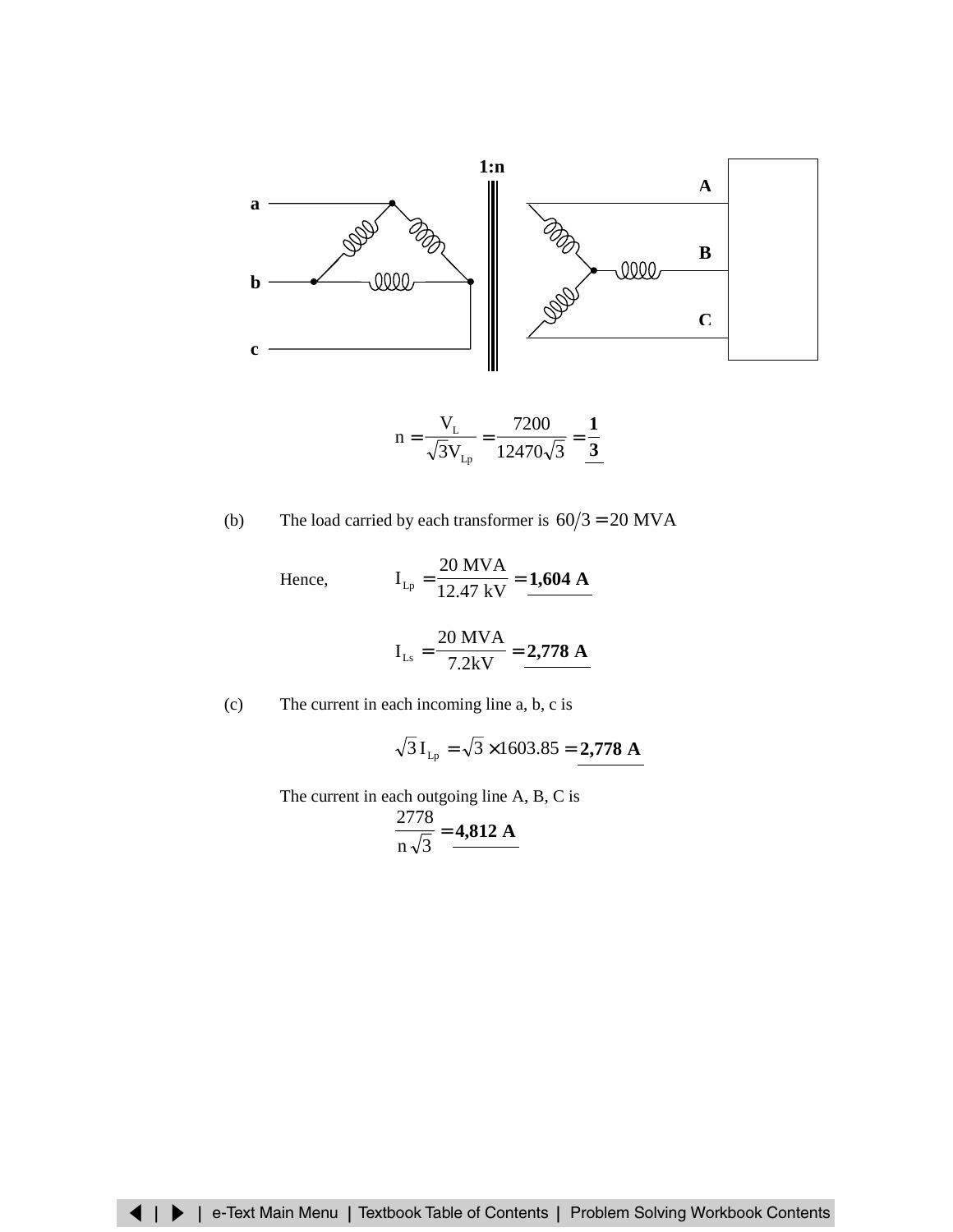$$n = \frac{V_L}{\sqrt{3}V_{Lp}} = \frac{7200}{12470\sqrt{3}} = \underline{\mathbf{\frac{1}{3}}}$$

(b) The load carried by each transformer is $60/3 = 20$ MVA

Hence,

$$I_{Lp} = \frac{20 \text{ MVA}}{12.47 \text{ kV}} = \underline{\mathbf{1{,}604 \text{ A}}}$$

$$I_{Ls} = \frac{20 \text{ MVA}}{7.2\text{kV}} = \underline{\mathbf{2{,}778 \text{ A}}}$$

(c) The current in each incoming line a, b, c is

$$\sqrt{3}\, I_{Lp} = \sqrt{3} \times 1603.85 = \underline{\mathbf{2{,}778 \text{ A}}}$$

The current in each outgoing line A, B, C is

$$\frac{2778}{n\sqrt{3}} = \underline{\mathbf{4{,}812 \text{ A}}}$$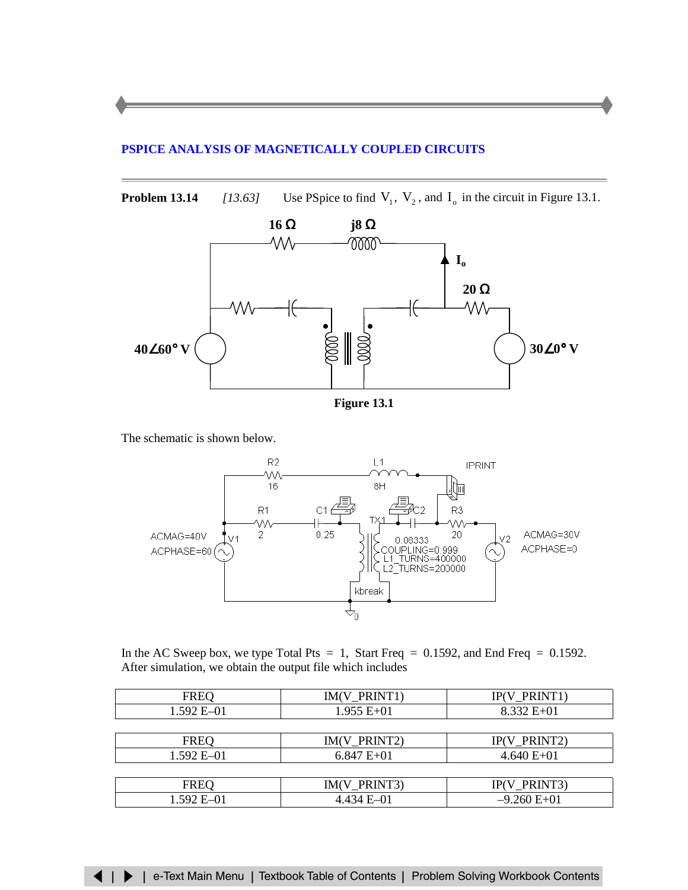## PSPICE ANALYSIS OF MAGNETICALLY COUPLED CIRCUITS

**Problem 13.14** *[13.63]* Use PSpice to find $V_1$, $V_2$, and $I_o$ in the circuit in Figure 13.1.

Figure 13.1

The schematic is shown below.

In the AC Sweep box, we type Total Pts = 1, Start Freq = 0.1592, and End Freq = 0.1592. After simulation, we obtain the output file which includes

| FREQ | IM(V_PRINT1) | IP(V_PRINT1) |
|---|---|---|
| 1.592 E–01 | 1.955 E+01 | 8.332 E+01 |

| FREQ | IM(V_PRINT2) | IP(V_PRINT2) |
|---|---|---|
| 1.592 E–01 | 6.847 E+01 | 4.640 E+01 |

| FREQ | IM(V_PRINT3) | IP(V_PRINT3) |
|---|---|---|
| 1.592 E–01 | 4.434 E–01 | –9.260 E+01 |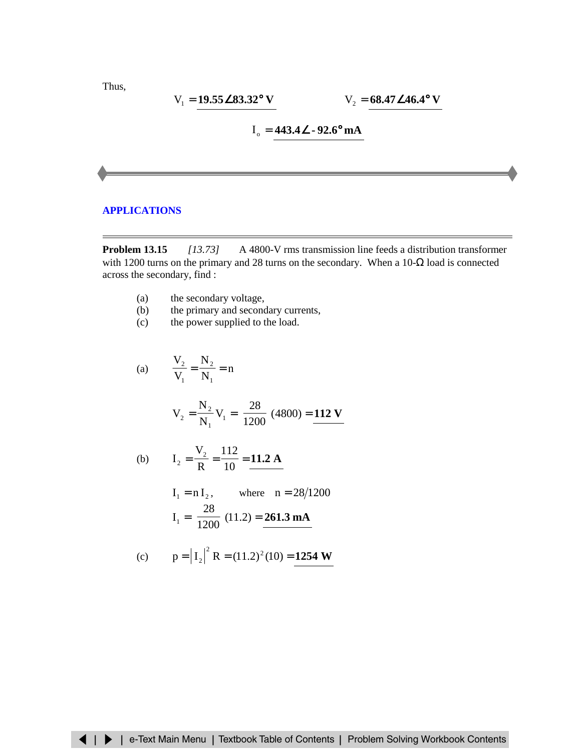Thus,

$$\mathbf{V}_1 = \underline{\mathbf{19.55\angle 83.32° \ V}} \qquad \mathbf{V}_2 = \underline{\mathbf{68.47\angle 46.4° \ V}}$$

$$\mathbf{I}_o = \underline{\mathbf{443.4\angle -92.6° \ mA}}$$

## APPLICATIONS

**Problem 13.15** *[13.73]* A 4800-V rms transmission line feeds a distribution transformer with 1200 turns on the primary and 28 turns on the secondary. When a 10-Ω load is connected across the secondary, find :

(a) the secondary voltage,
(b) the primary and secondary currents,
(c) the power supplied to the load.

(a)
$$\frac{V_2}{V_1} = \frac{N_2}{N_1} = n$$

$$V_2 = \frac{N_2}{N_1} V_1 = \frac{28}{1200}(4800) = \underline{\mathbf{112 \ V}}$$

(b)
$$I_2 = \frac{V_2}{R} = \frac{112}{10} = \underline{\mathbf{11.2 \ A}}$$

$$I_1 = n I_2, \qquad \text{where} \quad n = 28/1200$$

$$I_1 = \frac{28}{1200}(11.2) = \underline{\mathbf{261.3 \ mA}}$$

(c)
$$p = |I_2|^2 R = (11.2)^2(10) = \underline{\mathbf{1254 \ W}}$$